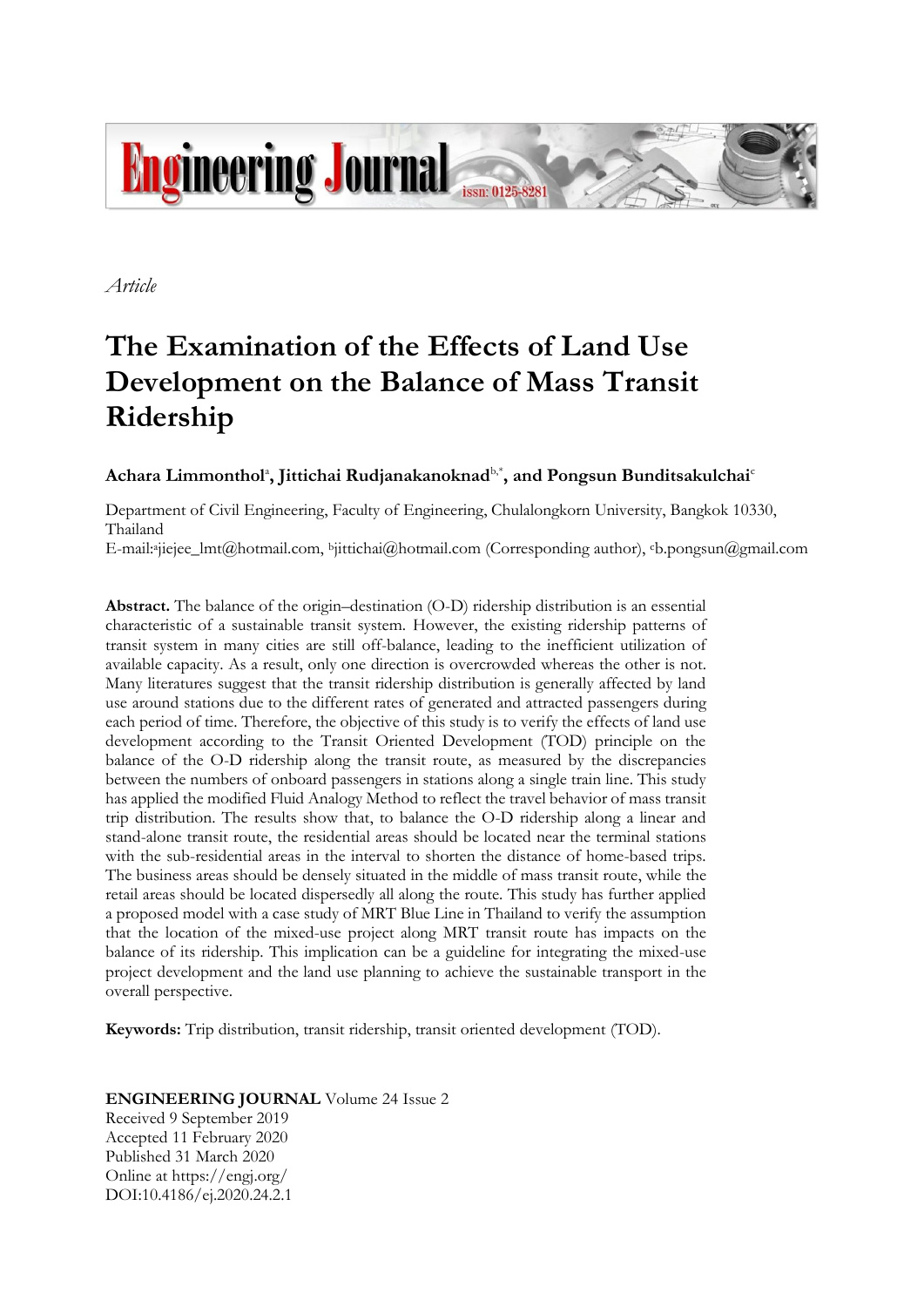*Article*

# The Examination of the Effects of Land Use Development on the Balance of Mass Transit Ridership

**Achara Limmonthol**[a]**, Jittichai Rudjanakanoknad**[b,*]**, and Pongsun Bunditsakulchai**[c]

Department of Civil Engineering, Faculty of Engineering, Chulalongkorn University, Bangkok 10330, Thailand

E-mail:[a]jiejee_lmt@hotmail.com, [b]jittichai@hotmail.com (Corresponding author), [c]b.pongsun@gmail.com

**Abstract.** The balance of the origin–destination (O-D) ridership distribution is an essential characteristic of a sustainable transit system. However, the existing ridership patterns of transit system in many cities are still off-balance, leading to the inefficient utilization of available capacity. As a result, only one direction is overcrowded whereas the other is not. Many literatures suggest that the transit ridership distribution is generally affected by land use around stations due to the different rates of generated and attracted passengers during each period of time. Therefore, the objective of this study is to verify the effects of land use development according to the Transit Oriented Development (TOD) principle on the balance of the O-D ridership along the transit route, as measured by the discrepancies between the numbers of onboard passengers in stations along a single train line. This study has applied the modified Fluid Analogy Method to reflect the travel behavior of mass transit trip distribution. The results show that, to balance the O-D ridership along a linear and stand-alone transit route, the residential areas should be located near the terminal stations with the sub-residential areas in the interval to shorten the distance of home-based trips. The business areas should be densely situated in the middle of mass transit route, while the retail areas should be located dispersedly all along the route. This study has further applied a proposed model with a case study of MRT Blue Line in Thailand to verify the assumption that the location of the mixed-use project along MRT transit route has impacts on the balance of its ridership. This implication can be a guideline for integrating the mixed-use project development and the land use planning to achieve the sustainable transport in the overall perspective.

**Keywords:** Trip distribution, transit ridership, transit oriented development (TOD).

**ENGINEERING JOURNAL** Volume 24 Issue 2
Received 9 September 2019
Accepted 11 February 2020
Published 31 March 2020
Online at https://engj.org/
DOI:10.4186/ej.2020.24.2.1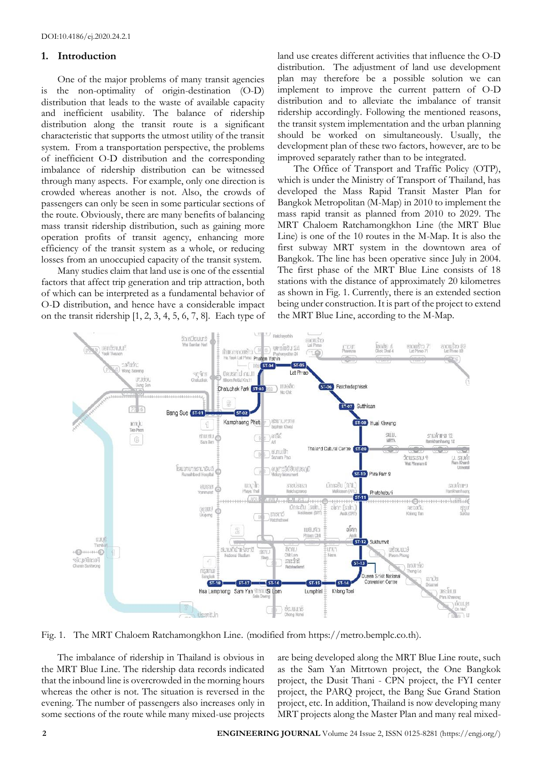DOI:10.4186/ej.2020.24.2.1

## 1. Introduction

One of the major problems of many transit agencies is the non-optimality of origin-destination (O-D) distribution that leads to the waste of available capacity and inefficient usability. The balance of ridership distribution along the transit route is a significant characteristic that supports the utmost utility of the transit system. From a transportation perspective, the problems of inefficient O-D distribution and the corresponding imbalance of ridership distribution can be witnessed through many aspects. For example, only one direction is crowded whereas another is not. Also, the crowds of passengers can only be seen in some particular sections of the route. Obviously, there are many benefits of balancing mass transit ridership distribution, such as gaining more operation profits of transit agency, enhancing more efficiency of the transit system as a whole, or reducing losses from an unoccupied capacity of the transit system.

Many studies claim that land use is one of the essential factors that affect trip generation and trip attraction, both of which can be interpreted as a fundamental behavior of O-D distribution, and hence have a considerable impact on the transit ridership [1, 2, 3, 4, 5, 6, 7, 8]. Each type of land use creates different activities that influence the O-D distribution. The adjustment of land use development plan may therefore be a possible solution we can implement to improve the current pattern of O-D distribution and to alleviate the imbalance of transit ridership accordingly. Following the mentioned reasons, the transit system implementation and the urban planning should be worked on simultaneously. Usually, the development plan of these two factors, however, are to be improved separately rather than to be integrated.

The Office of Transport and Traffic Policy (OTP), which is under the Ministry of Transport of Thailand, has developed the Mass Rapid Transit Master Plan for Bangkok Metropolitan (M-Map) in 2010 to implement the mass rapid transit as planned from 2010 to 2029. The MRT Chaloem Ratchamongkhon Line (the MRT Blue Line) is one of the 10 routes in the M-Map. It is also the first subway MRT system in the downtown area of Bangkok. The line has been operative since July in 2004. The first phase of the MRT Blue Line consists of 18 stations with the distance of approximately 20 kilometres as shown in Fig. 1. Currently, there is an extended section being under construction. It is part of the project to extend the MRT Blue Line, according to the M-Map.

Fig. 1. The MRT Chaloem Ratchamongkhon Line. (modified from https://metro.bemplc.co.th).

The imbalance of ridership in Thailand is obvious in the MRT Blue Line. The ridership data records indicated that the inbound line is overcrowded in the morning hours whereas the other is not. The situation is reversed in the evening. The number of passengers also increases only in some sections of the route while many mixed-use projects are being developed along the MRT Blue Line route, such as the Sam Yan Mitrtown project, the One Bangkok project, the Dusit Thani - CPN project, the FYI center project, the PARQ project, the Bang Sue Grand Station project, etc. In addition, Thailand is now developing many MRT projects along the Master Plan and many real mixed-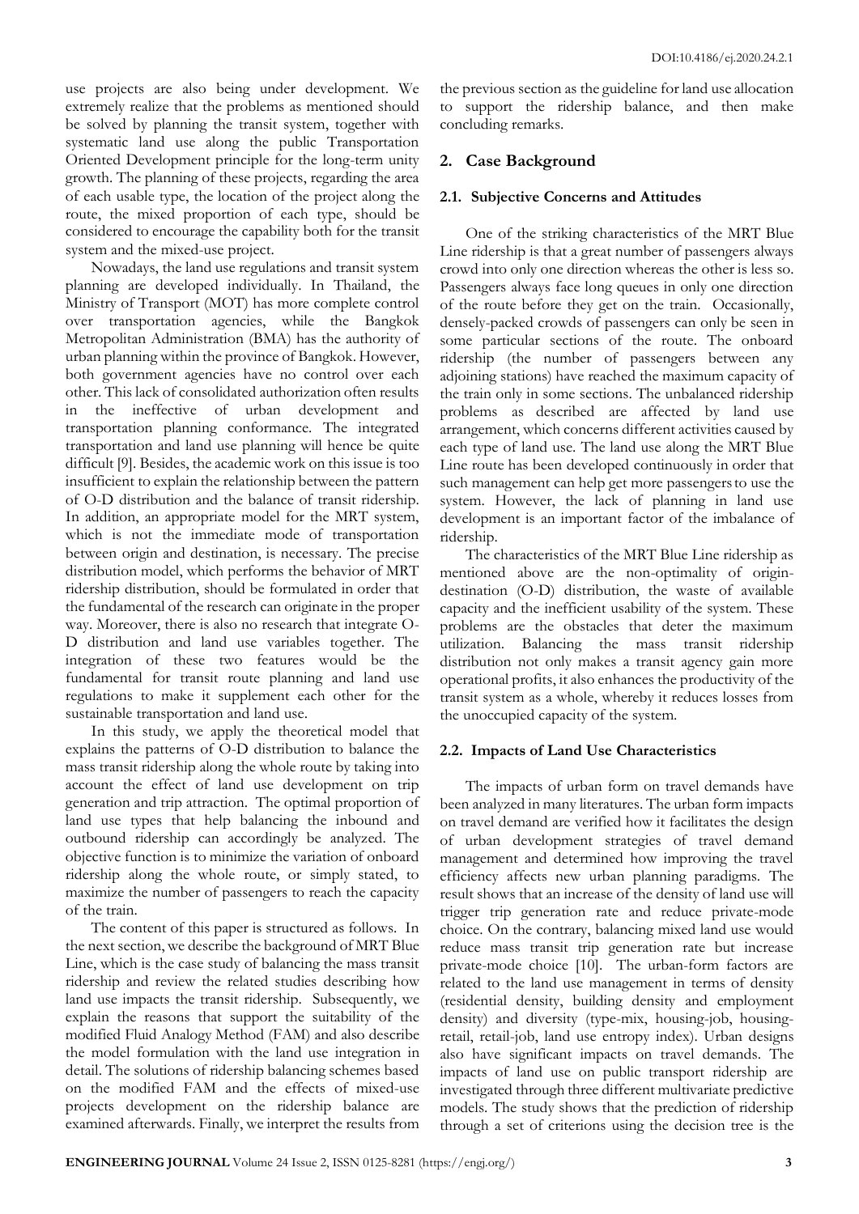use projects are also being under development. We extremely realize that the problems as mentioned should be solved by planning the transit system, together with systematic land use along the public Transportation Oriented Development principle for the long-term unity growth. The planning of these projects, regarding the area of each usable type, the location of the project along the route, the mixed proportion of each type, should be considered to encourage the capability both for the transit system and the mixed-use project.

Nowadays, the land use regulations and transit system planning are developed individually. In Thailand, the Ministry of Transport (MOT) has more complete control over transportation agencies, while the Bangkok Metropolitan Administration (BMA) has the authority of urban planning within the province of Bangkok. However, both government agencies have no control over each other. This lack of consolidated authorization often results in the ineffective of urban development and transportation planning conformance. The integrated transportation and land use planning will hence be quite difficult [9]. Besides, the academic work on this issue is too insufficient to explain the relationship between the pattern of O-D distribution and the balance of transit ridership. In addition, an appropriate model for the MRT system, which is not the immediate mode of transportation between origin and destination, is necessary. The precise distribution model, which performs the behavior of MRT ridership distribution, should be formulated in order that the fundamental of the research can originate in the proper way. Moreover, there is also no research that integrate O-D distribution and land use variables together. The integration of these two features would be the fundamental for transit route planning and land use regulations to make it supplement each other for the sustainable transportation and land use.

In this study, we apply the theoretical model that explains the patterns of O-D distribution to balance the mass transit ridership along the whole route by taking into account the effect of land use development on trip generation and trip attraction. The optimal proportion of land use types that help balancing the inbound and outbound ridership can accordingly be analyzed. The objective function is to minimize the variation of onboard ridership along the whole route, or simply stated, to maximize the number of passengers to reach the capacity of the train.

The content of this paper is structured as follows. In the next section, we describe the background of MRT Blue Line, which is the case study of balancing the mass transit ridership and review the related studies describing how land use impacts the transit ridership. Subsequently, we explain the reasons that support the suitability of the modified Fluid Analogy Method (FAM) and also describe the model formulation with the land use integration in detail. The solutions of ridership balancing schemes based on the modified FAM and the effects of mixed-use projects development on the ridership balance are examined afterwards. Finally, we interpret the results from the previous section as the guideline for land use allocation to support the ridership balance, and then make concluding remarks.

## 2. Case Background

### 2.1. Subjective Concerns and Attitudes

One of the striking characteristics of the MRT Blue Line ridership is that a great number of passengers always crowd into only one direction whereas the other is less so. Passengers always face long queues in only one direction of the route before they get on the train. Occasionally, densely-packed crowds of passengers can only be seen in some particular sections of the route. The onboard ridership (the number of passengers between any adjoining stations) have reached the maximum capacity of the train only in some sections. The unbalanced ridership problems as described are affected by land use arrangement, which concerns different activities caused by each type of land use. The land use along the MRT Blue Line route has been developed continuously in order that such management can help get more passengers to use the system. However, the lack of planning in land use development is an important factor of the imbalance of ridership.

The characteristics of the MRT Blue Line ridership as mentioned above are the non-optimality of origin-destination (O-D) distribution, the waste of available capacity and the inefficient usability of the system. These problems are the obstacles that deter the maximum utilization. Balancing the mass transit ridership distribution not only makes a transit agency gain more operational profits, it also enhances the productivity of the transit system as a whole, whereby it reduces losses from the unoccupied capacity of the system.

### 2.2. Impacts of Land Use Characteristics

The impacts of urban form on travel demands have been analyzed in many literatures. The urban form impacts on travel demand are verified how it facilitates the design of urban development strategies of travel demand management and determined how improving the travel efficiency affects new urban planning paradigms. The result shows that an increase of the density of land use will trigger trip generation rate and reduce private-mode choice. On the contrary, balancing mixed land use would reduce mass transit trip generation rate but increase private-mode choice [10]. The urban-form factors are related to the land use management in terms of density (residential density, building density and employment density) and diversity (type-mix, housing-job, housing-retail, retail-job, land use entropy index). Urban designs also have significant impacts on travel demands. The impacts of land use on public transport ridership are investigated through three different multivariate predictive models. The study shows that the prediction of ridership through a set of criterions using the decision tree is the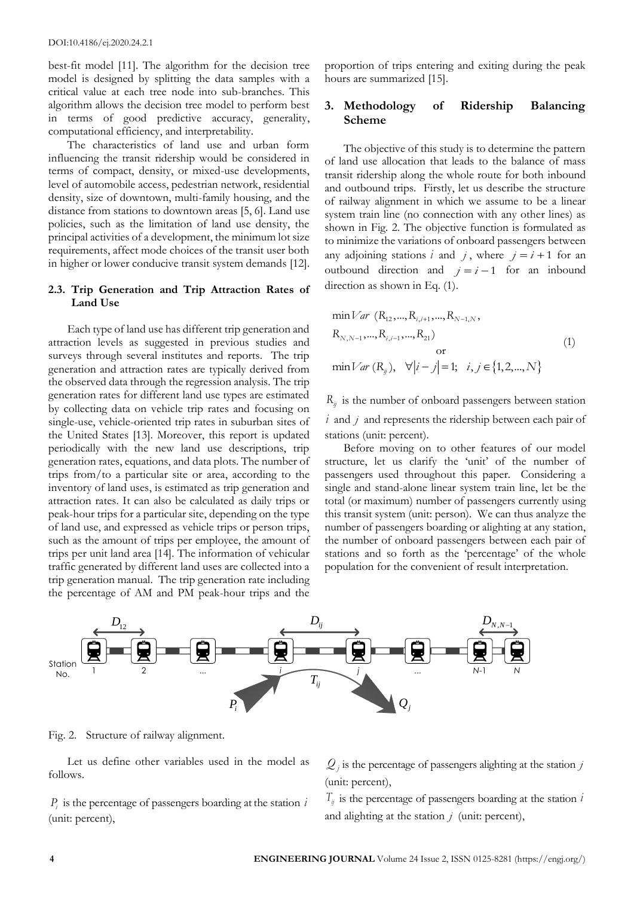best-fit model [11]. The algorithm for the decision tree model is designed by splitting the data samples with a critical value at each tree node into sub-branches. This algorithm allows the decision tree model to perform best in terms of good predictive accuracy, generality, computational efficiency, and interpretability.

The characteristics of land use and urban form influencing the transit ridership would be considered in terms of compact, density, or mixed-use developments, level of automobile access, pedestrian network, residential density, size of downtown, multi-family housing, and the distance from stations to downtown areas [5, 6]. Land use policies, such as the limitation of land use density, the principal activities of a development, the minimum lot size requirements, affect mode choices of the transit user both in higher or lower conducive transit system demands [12].

### 2.3. Trip Generation and Trip Attraction Rates of Land Use

Each type of land use has different trip generation and attraction levels as suggested in previous studies and surveys through several institutes and reports. The trip generation and attraction rates are typically derived from the observed data through the regression analysis. The trip generation rates for different land use types are estimated by collecting data on vehicle trip rates and focusing on single-use, vehicle-oriented trip rates in suburban sites of the United States [13]. Moreover, this report is updated periodically with the new land use descriptions, trip generation rates, equations, and data plots. The number of trips from/to a particular site or area, according to the inventory of land uses, is estimated as trip generation and attraction rates. It can also be calculated as daily trips or peak-hour trips for a particular site, depending on the type of land use, and expressed as vehicle trips or person trips, such as the amount of trips per employee, the amount of trips per unit land area [14]. The information of vehicular traffic generated by different land uses are collected into a trip generation manual. The trip generation rate including the percentage of AM and PM peak-hour trips and the proportion of trips entering and exiting during the peak hours are summarized [15].

## 3. Methodology of Ridership Balancing Scheme

The objective of this study is to determine the pattern of land use allocation that leads to the balance of mass transit ridership along the whole route for both inbound and outbound trips. Firstly, let us describe the structure of railway alignment in which we assume to be a linear system train line (no connection with any other lines) as shown in Fig. 2. The objective function is formulated as to minimize the variations of onboard passengers between any adjoining stations $i$ and $j$, where $j = i + 1$ for an outbound direction and $j = i - 1$ for an inbound direction as shown in Eq. (1).

$$
\begin{gathered}
\min Var\ (R_{12}, ..., R_{i,i+1}, ..., R_{N-1,N}, \\
R_{N,N-1}, ..., R_{i,i-1}, ..., R_{21}) \\
\text{or} \\
\min Var\ (R_{ij}), \quad \forall |i - j| = 1; \quad i, j \in \{1, 2, ..., N\}
\end{gathered}
\tag{1}
$$

$R_{ij}$ is the number of onboard passengers between station $i$ and $j$ and represents the ridership between each pair of stations (unit: percent).

Before moving on to other features of our model structure, let us clarify the 'unit' of the number of passengers used throughout this paper. Considering a single and stand-alone linear system train line, let be the total (or maximum) number of passengers currently using this transit system (unit: person). We can thus analyze the number of passengers boarding or alighting at any station, the number of onboard passengers between each pair of stations and so forth as the 'percentage' of the whole population for the convenient of result interpretation.

Fig. 2. Structure of railway alignment.

Let us define other variables used in the model as follows.

$P_i$ is the percentage of passengers boarding at the station $i$ (unit: percent),

$Q_j$ is the percentage of passengers alighting at the station $j$ (unit: percent),

$T_{ij}$ is the percentage of passengers boarding at the station $i$ and alighting at the station $j$ (unit: percent),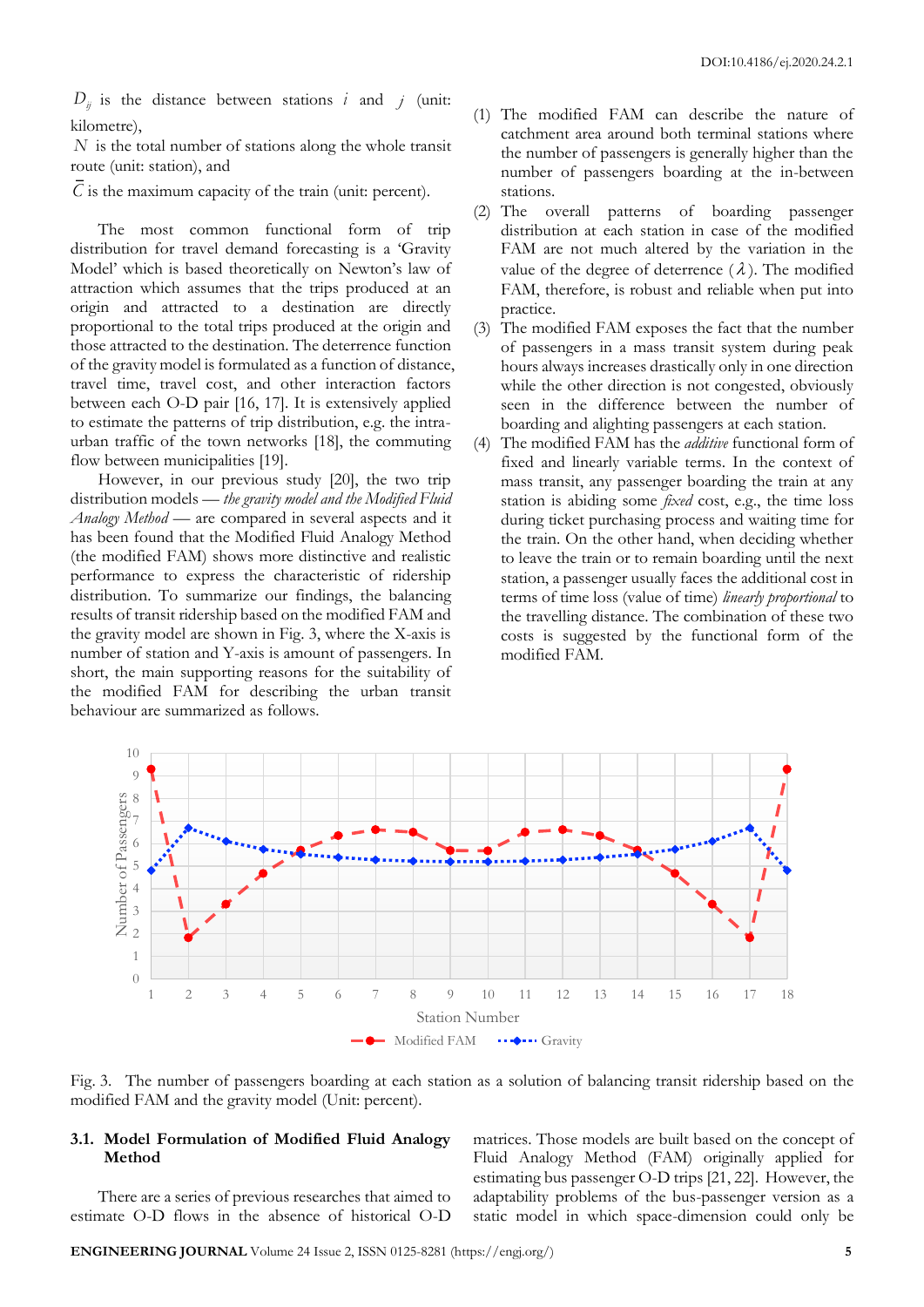$D_{ij}$ is the distance between stations $i$ and $j$ (unit: kilometre),

$N$ is the total number of stations along the whole transit route (unit: station), and

$\bar{C}$ is the maximum capacity of the train (unit: percent).

The most common functional form of trip distribution for travel demand forecasting is a 'Gravity Model' which is based theoretically on Newton's law of attraction which assumes that the trips produced at an origin and attracted to a destination are directly proportional to the total trips produced at the origin and those attracted to the destination. The deterrence function of the gravity model is formulated as a function of distance, travel time, travel cost, and other interaction factors between each O-D pair [16, 17]. It is extensively applied to estimate the patterns of trip distribution, e.g. the intra-urban traffic of the town networks [18], the commuting flow between municipalities [19].

However, in our previous study [20], the two trip distribution models — *the gravity model and the Modified Fluid Analogy Method* — are compared in several aspects and it has been found that the Modified Fluid Analogy Method (the modified FAM) shows more distinctive and realistic performance to express the characteristic of ridership distribution. To summarize our findings, the balancing results of transit ridership based on the modified FAM and the gravity model are shown in Fig. 3, where the X-axis is number of station and Y-axis is amount of passengers. In short, the main supporting reasons for the suitability of the modified FAM for describing the urban transit behaviour are summarized as follows.

(1) The modified FAM can describe the nature of catchment area around both terminal stations where the number of passengers is generally higher than the number of passengers boarding at the in-between stations.

(2) The overall patterns of boarding passenger distribution at each station in case of the modified FAM are not much altered by the variation in the value of the degree of deterrence ($\lambda$). The modified FAM, therefore, is robust and reliable when put into practice.

(3) The modified FAM exposes the fact that the number of passengers in a mass transit system during peak hours always increases drastically only in one direction while the other direction is not congested, obviously seen in the difference between the number of boarding and alighting passengers at each station.

(4) The modified FAM has the *additive* functional form of fixed and linearly variable terms. In the context of mass transit, any passenger boarding the train at any station is abiding some *fixed* cost, e.g., the time loss during ticket purchasing process and waiting time for the train. On the other hand, when deciding whether to leave the train or to remain boarding until the next station, a passenger usually faces the additional cost in terms of time loss (value of time) *linearly proportional* to the travelling distance. The combination of these two costs is suggested by the functional form of the modified FAM.

Fig. 3. The number of passengers boarding at each station as a solution of balancing transit ridership based on the modified FAM and the gravity model (Unit: percent).

### 3.1. Model Formulation of Modified Fluid Analogy Method

There are a series of previous researches that aimed to estimate O-D flows in the absence of historical O-D matrices. Those models are built based on the concept of Fluid Analogy Method (FAM) originally applied for estimating bus passenger O-D trips [21, 22]. However, the adaptability problems of the bus-passenger version as a static model in which space-dimension could only be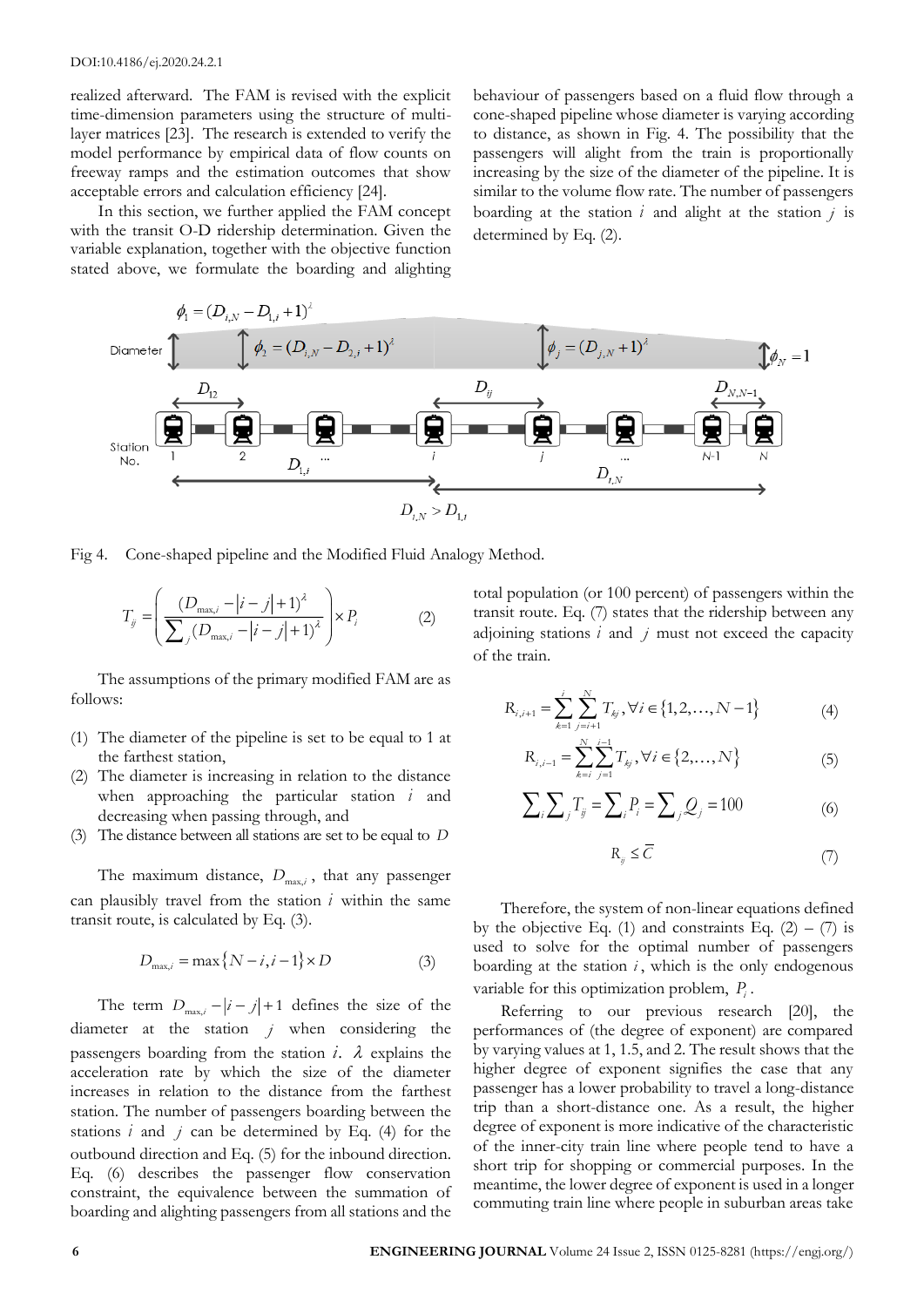realized afterward. The FAM is revised with the explicit time-dimension parameters using the structure of multi-layer matrices [23]. The research is extended to verify the model performance by empirical data of flow counts on freeway ramps and the estimation outcomes that show acceptable errors and calculation efficiency [24].

In this section, we further applied the FAM concept with the transit O-D ridership determination. Given the variable explanation, together with the objective function stated above, we formulate the boarding and alighting behaviour of passengers based on a fluid flow through a cone-shaped pipeline whose diameter is varying according to distance, as shown in Fig. 4. The possibility that the passengers will alight from the train is proportionally increasing by the size of the diameter of the pipeline. It is similar to the volume flow rate. The number of passengers boarding at the station $i$ and alight at the station $j$ is determined by Eq. (2).

Fig 4. Cone-shaped pipeline and the Modified Fluid Analogy Method.

$$T_{ij} = \left( \frac{(D_{\max,i} - |i-j| + 1)^{\lambda}}{\sum_{j} (D_{\max,i} - |i-j| + 1)^{\lambda}} \right) \times P_i \tag{2}$$

The assumptions of the primary modified FAM are as follows:

1. The diameter of the pipeline is set to be equal to 1 at the farthest station,
2. The diameter is increasing in relation to the distance when approaching the particular station $i$ and decreasing when passing through, and
3. The distance between all stations are set to be equal to $D$

The maximum distance, $D_{\max,i}$, that any passenger can plausibly travel from the station $i$ within the same transit route, is calculated by Eq. (3).

$$D_{\max,i} = \max\{N-i, i-1\} \times D \tag{3}$$

The term $D_{\max,i} - |i-j| + 1$ defines the size of the diameter at the station $j$ when considering the passengers boarding from the station $i$. $\lambda$ explains the acceleration rate by which the size of the diameter increases in relation to the distance from the farthest station. The number of passengers boarding between the stations $i$ and $j$ can be determined by Eq. (4) for the outbound direction and Eq. (5) for the inbound direction. Eq. (6) describes the passenger flow conservation constraint, the equivalence between the summation of boarding and alighting passengers from all stations and the total population (or 100 percent) of passengers within the transit route. Eq. (7) states that the ridership between any adjoining stations $i$ and $j$ must not exceed the capacity of the train.

$$R_{i,i+1} = \sum_{k=1}^{i} \sum_{j=i+1}^{N} T_{kj}, \forall i \in \{1, 2, \ldots, N-1\} \tag{4}$$

$$R_{i,i-1} = \sum_{k=i}^{N} \sum_{j=1}^{i-1} T_{kj}, \forall i \in \{2, \ldots, N\} \tag{5}$$

$$\sum_{i} \sum_{j} T_{ij} = \sum_{i} P_i = \sum_{j} Q_j = 100 \tag{6}$$

$$R_{ij} \leq \overline{C} \tag{7}$$

Therefore, the system of non-linear equations defined by the objective Eq. (1) and constraints Eq. (2) – (7) is used to solve for the optimal number of passengers boarding at the station $i$, which is the only endogenous variable for this optimization problem, $P_i$.

Referring to our previous research [20], the performances of (the degree of exponent) are compared by varying values at 1, 1.5, and 2. The result shows that the higher degree of exponent signifies the case that any passenger has a lower probability to travel a long-distance trip than a short-distance one. As a result, the higher degree of exponent is more indicative of the characteristic of the inner-city train line where people tend to have a short trip for shopping or commercial purposes. In the meantime, the lower degree of exponent is used in a longer commuting train line where people in suburban areas take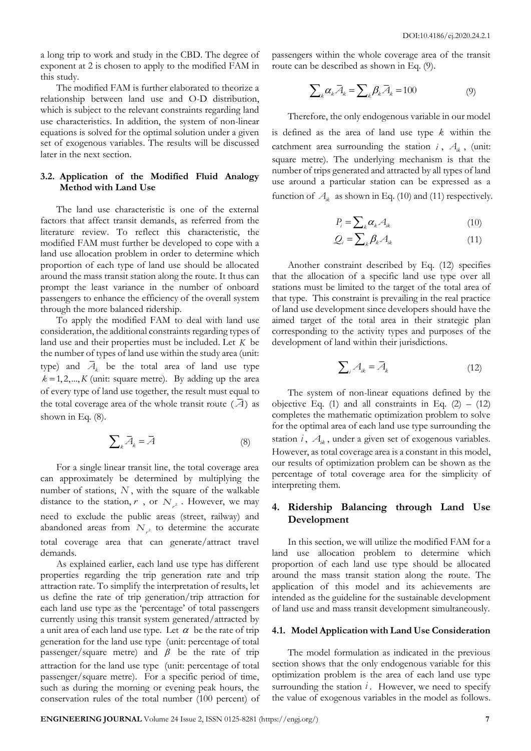a long trip to work and study in the CBD. The degree of exponent at 2 is chosen to apply to the modified FAM in this study.

The modified FAM is further elaborated to theorize a relationship between land use and O-D distribution, which is subject to the relevant constraints regarding land use characteristics. In addition, the system of non-linear equations is solved for the optimal solution under a given set of exogenous variables. The results will be discussed later in the next section.

### 3.2. Application of the Modified Fluid Analogy Method with Land Use

The land use characteristic is one of the external factors that affect transit demands, as referred from the literature review. To reflect this characteristic, the modified FAM must further be developed to cope with a land use allocation problem in order to determine which proportion of each type of land use should be allocated around the mass transit station along the route. It thus can prompt the least variance in the number of onboard passengers to enhance the efficiency of the overall system through the more balanced ridership.

To apply the modified FAM to deal with land use consideration, the additional constraints regarding types of land use and their properties must be included. Let $K$ be the number of types of land use within the study area (unit: type) and $\overline{A}_k$ be the total area of land use type $k = 1, 2, ..., K$ (unit: square metre). By adding up the area of every type of land use together, the result must equal to the total coverage area of the whole transit route ($\overline{A}$) as shown in Eq. (8).

$$\sum_k \overline{A}_k = \overline{A} \tag{8}$$

For a single linear transit line, the total coverage area can approximately be determined by multiplying the number of stations, $N$, with the square of the walkable distance to the station, $r$, or $N_{r^2}$. However, we may need to exclude the public areas (street, railway) and abandoned areas from $N_{r^2}$ to determine the accurate total coverage area that can generate/attract travel demands.

As explained earlier, each land use type has different properties regarding the trip generation rate and trip attraction rate. To simplify the interpretation of results, let us define the rate of trip generation/trip attraction for each land use type as the 'percentage' of total passengers currently using this transit system generated/attracted by a unit area of each land use type. Let $\alpha$ be the rate of trip generation for the land use type (unit: percentage of total passenger/square metre) and $\beta$ be the rate of trip attraction for the land use type (unit: percentage of total passenger/square metre). For a specific period of time, such as during the morning or evening peak hours, the conservation rules of the total number (100 percent) of passengers within the whole coverage area of the transit route can be described as shown in Eq. (9).

$$\sum_k \alpha_k \overline{A}_k = \sum_k \beta_k \overline{A}_k = 100 \tag{9}$$

Therefore, the only endogenous variable in our model is defined as the area of land use type $k$ within the catchment area surrounding the station $i$, $A_{ik}$, (unit: square metre). The underlying mechanism is that the number of trips generated and attracted by all types of land use around a particular station can be expressed as a function of $A_{ik}$ as shown in Eq. (10) and (11) respectively.

$$P_i = \sum_k \alpha_k A_{ik} \tag{10}$$

$$Q_i = \sum_k \beta_k A_{ik} \tag{11}$$

Another constraint described by Eq. (12) specifies that the allocation of a specific land use type over all stations must be limited to the target of the total area of that type. This constraint is prevailing in the real practice of land use development since developers should have the aimed target of the total area in their strategic plan corresponding to the activity types and purposes of the development of land within their jurisdictions.

$$\sum_i A_{ik} = \overline{A}_k \tag{12}$$

The system of non-linear equations defined by the objective Eq. (1) and all constraints in Eq. (2) – (12) completes the mathematic optimization problem to solve for the optimal area of each land use type surrounding the station $i$, $A_{ik}$, under a given set of exogenous variables. However, as total coverage area is a constant in this model, our results of optimization problem can be shown as the percentage of total coverage area for the simplicity of interpreting them.

## 4. Ridership Balancing through Land Use Development

In this section, we will utilize the modified FAM for a land use allocation problem to determine which proportion of each land use type should be allocated around the mass transit station along the route. The application of this model and its achievements are intended as the guideline for the sustainable development of land use and mass transit development simultaneously.

### 4.1. Model Application with Land Use Consideration

The model formulation as indicated in the previous section shows that the only endogenous variable for this optimization problem is the area of each land use type surrounding the station $i$. However, we need to specify the value of exogenous variables in the model as follows.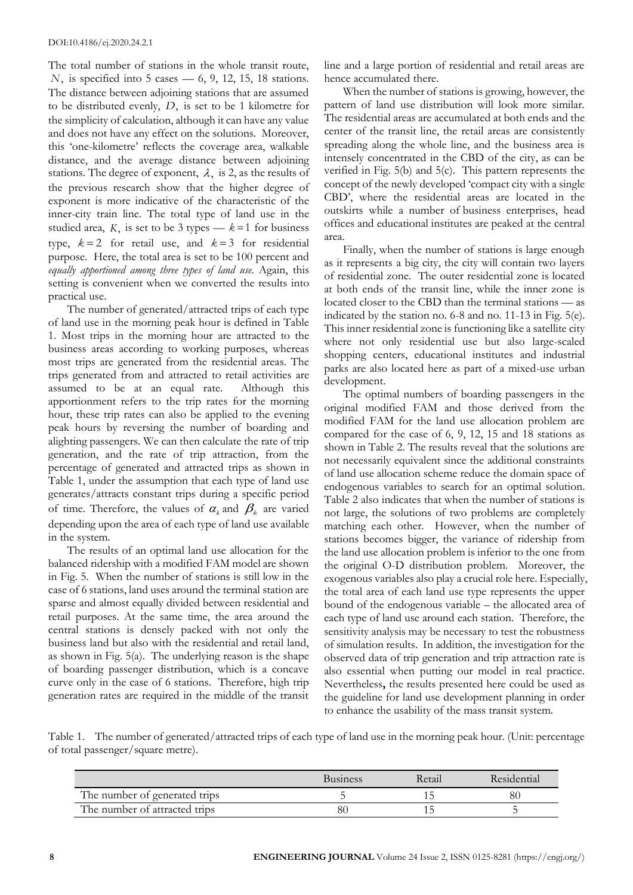The total number of stations in the whole transit route, $N$, is specified into 5 cases — 6, 9, 12, 15, 18 stations. The distance between adjoining stations that are assumed to be distributed evenly, $D$, is set to be 1 kilometre for the simplicity of calculation, although it can have any value and does not have any effect on the solutions. Moreover, this 'one-kilometre' reflects the coverage area, walkable distance, and the average distance between adjoining stations. The degree of exponent, $\lambda$, is 2, as the results of the previous research show that the higher degree of exponent is more indicative of the characteristic of the inner-city train line. The total type of land use in the studied area, $K$, is set to be 3 types — $k=1$ for business type, $k=2$ for retail use, and $k=3$ for residential purpose. Here, the total area is set to be 100 percent and *equally apportioned among three types of land use*. Again, this setting is convenient when we converted the results into practical use.

The number of generated/attracted trips of each type of land use in the morning peak hour is defined in Table 1. Most trips in the morning hour are attracted to the business areas according to working purposes, whereas most trips are generated from the residential areas. The trips generated from and attracted to retail activities are assumed to be at an equal rate. Although this apportionment refers to the trip rates for the morning hour, these trip rates can also be applied to the evening peak hours by reversing the number of boarding and alighting passengers. We can then calculate the rate of trip generation, and the rate of trip attraction, from the percentage of generated and attracted trips as shown in Table 1, under the assumption that each type of land use generates/attracts constant trips during a specific period of time. Therefore, the values of $\alpha_k$ and $\beta_k$ are varied depending upon the area of each type of land use available in the system.

The results of an optimal land use allocation for the balanced ridership with a modified FAM model are shown in Fig. 5. When the number of stations is still low in the case of 6 stations, land uses around the terminal station are sparse and almost equally divided between residential and retail purposes. At the same time, the area around the central stations is densely packed with not only the business land but also with the residential and retail land, as shown in Fig. 5(a). The underlying reason is the shape of boarding passenger distribution, which is a concave curve only in the case of 6 stations. Therefore, high trip generation rates are required in the middle of the transit line and a large portion of residential and retail areas are hence accumulated there.

When the number of stations is growing, however, the pattern of land use distribution will look more similar. The residential areas are accumulated at both ends and the center of the transit line, the retail areas are consistently spreading along the whole line, and the business area is intensely concentrated in the CBD of the city, as can be verified in Fig. 5(b) and 5(c). This pattern represents the concept of the newly developed 'compact city with a single CBD', where the residential areas are located in the outskirts while a number of business enterprises, head offices and educational institutes are peaked at the central area.

Finally, when the number of stations is large enough as it represents a big city, the city will contain two layers of residential zone. The outer residential zone is located at both ends of the transit line, while the inner zone is located closer to the CBD than the terminal stations — as indicated by the station no. 6-8 and no. 11-13 in Fig. 5(e). This inner residential zone is functioning like a satellite city where not only residential use but also large-scaled shopping centers, educational institutes and industrial parks are also located here as part of a mixed-use urban development.

The optimal numbers of boarding passengers in the original modified FAM and those derived from the modified FAM for the land use allocation problem are compared for the case of 6, 9, 12, 15 and 18 stations as shown in Table 2. The results reveal that the solutions are not necessarily equivalent since the additional constraints of land use allocation scheme reduce the domain space of endogenous variables to search for an optimal solution. Table 2 also indicates that when the number of stations is not large, the solutions of two problems are completely matching each other. However, when the number of stations becomes bigger, the variance of ridership from the land use allocation problem is inferior to the one from the original O-D distribution problem. Moreover, the exogenous variables also play a crucial role here. Especially, the total area of each land use type represents the upper bound of the endogenous variable – the allocated area of each type of land use around each station. Therefore, the sensitivity analysis may be necessary to test the robustness of simulation results. In addition, the investigation for the observed data of trip generation and trip attraction rate is also essential when putting our model in real practice. Nevertheless**,** the results presented here could be used as the guideline for land use development planning in order to enhance the usability of the mass transit system.

Table 1. The number of generated/attracted trips of each type of land use in the morning peak hour. (Unit: percentage of total passenger/square metre).

| | Business | Retail | Residential |
|---|---|---|---|
| The number of generated trips | 5 | 15 | 80 |
| The number of attracted trips | 80 | 15 | 5 |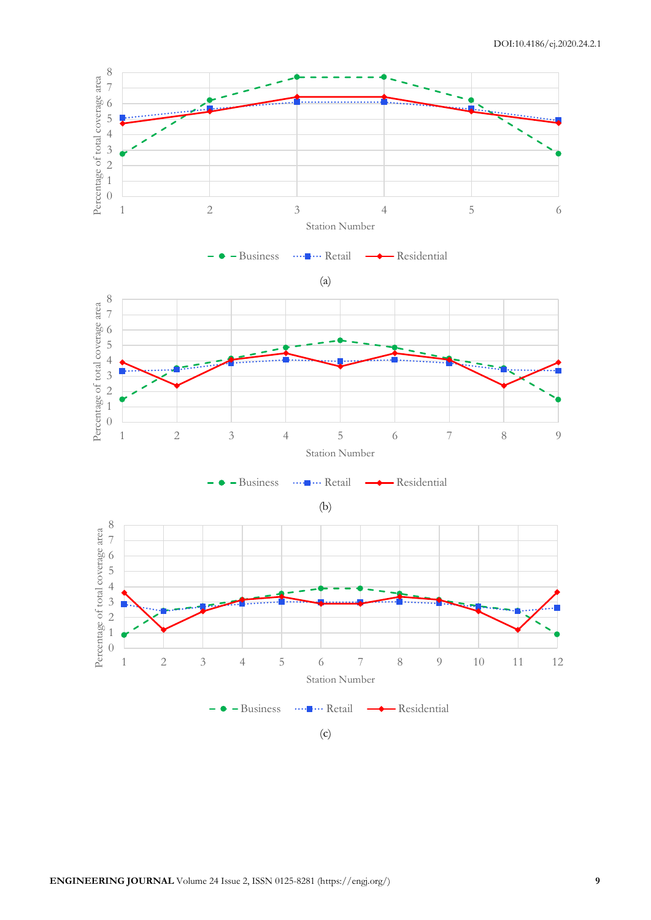(a)

(b)

(c)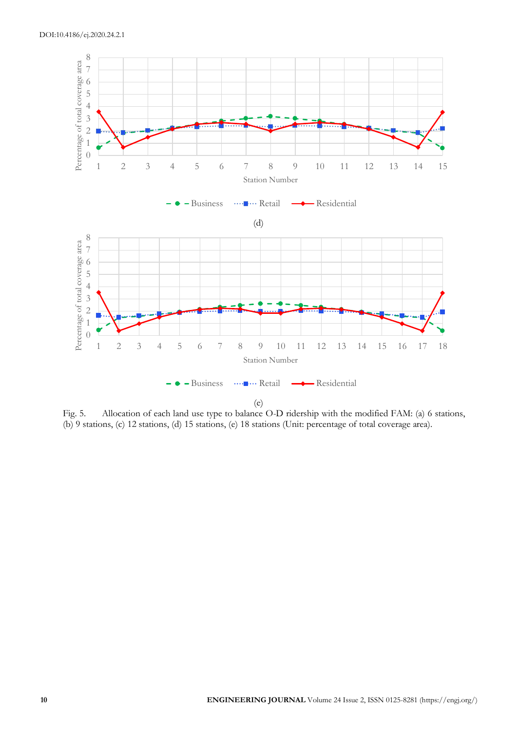(d)

(e)

Fig. 5. Allocation of each land use type to balance O-D ridership with the modified FAM: (a) 6 stations, (b) 9 stations, (c) 12 stations, (d) 15 stations, (e) 18 stations (Unit: percentage of total coverage area).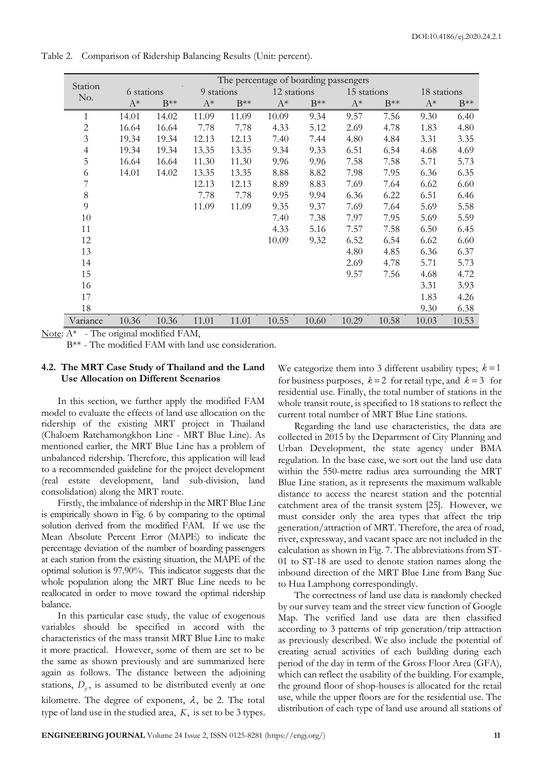Table 2. Comparison of Ridership Balancing Results (Unit: percent).

| Station No. | The percentage of boarding passengers | | | | | | | | | |
|---|---|---|---|---|---|---|---|---|---|---|
| | 6 stations | | 9 stations | | 12 stations | | 15 stations | | 18 stations | |
| | A* | B** | A* | B** | A* | B** | A* | B** | A* | B** |
| 1 | 14.01 | 14.02 | 11.09 | 11.09 | 10.09 | 9.34 | 9.57 | 7.56 | 9.30 | 6.40 |
| 2 | 16.64 | 16.64 | 7.78 | 7.78 | 4.33 | 5.12 | 2.69 | 4.78 | 1.83 | 4.80 |
| 3 | 19.34 | 19.34 | 12.13 | 12.13 | 7.40 | 7.44 | 4.80 | 4.84 | 3.31 | 3.35 |
| 4 | 19.34 | 19.34 | 13.35 | 13.35 | 9.34 | 9.33 | 6.51 | 6.54 | 4.68 | 4.69 |
| 5 | 16.64 | 16.64 | 11.30 | 11.30 | 9.96 | 9.96 | 7.58 | 7.58 | 5.71 | 5.73 |
| 6 | 14.01 | 14.02 | 13.35 | 13.35 | 8.88 | 8.82 | 7.98 | 7.95 | 6.36 | 6.35 |
| 7 | | | 12.13 | 12.13 | 8.89 | 8.83 | 7.69 | 7.64 | 6.62 | 6.60 |
| 8 | | | 7.78 | 7.78 | 9.95 | 9.94 | 6.36 | 6.22 | 6.51 | 6.46 |
| 9 | | | 11.09 | 11.09 | 9.35 | 9.37 | 7.69 | 7.64 | 5.69 | 5.58 |
| 10 | | | | | 7.40 | 7.38 | 7.97 | 7.95 | 5.69 | 5.59 |
| 11 | | | | | 4.33 | 5.16 | 7.57 | 7.58 | 6.50 | 6.45 |
| 12 | | | | | 10.09 | 9.32 | 6.52 | 6.54 | 6.62 | 6.60 |
| 13 | | | | | | | 4.80 | 4.85 | 6.36 | 6.37 |
| 14 | | | | | | | 2.69 | 4.78 | 5.71 | 5.73 |
| 15 | | | | | | | 9.57 | 7.56 | 4.68 | 4.72 |
| 16 | | | | | | | | | 3.31 | 3.93 |
| 17 | | | | | | | | | 1.83 | 4.26 |
| 18 | | | | | | | | | 9.30 | 6.38 |
| Variance | 10.36 | 10.36 | 11.01 | 11.01 | 10.55 | 10.60 | 10.29 | 10.58 | 10.03 | 10.53 |

Note: A* - The original modified FAM,
B** - The modified FAM with land use consideration.

### 4.2. The MRT Case Study of Thailand and the Land Use Allocation on Different Scenarios

In this section, we further apply the modified FAM model to evaluate the effects of land use allocation on the ridership of the existing MRT project in Thailand (Chaloem Ratchamongkhon Line - MRT Blue Line). As mentioned earlier, the MRT Blue Line has a problem of unbalanced ridership. Therefore, this application will lead to a recommended guideline for the project development (real estate development, land sub-division, land consolidation) along the MRT route.

Firstly, the imbalance of ridership in the MRT Blue Line is empirically shown in Fig. 6 by comparing to the optimal solution derived from the modified FAM. If we use the Mean Absolute Percent Error (MAPE) to indicate the percentage deviation of the number of boarding passengers at each station from the existing situation, the MAPE of the optimal solution is 97.90%. This indicator suggests that the whole population along the MRT Blue Line needs to be reallocated in order to move toward the optimal ridership balance.

In this particular case study, the value of exogenous variables should be specified in accord with the characteristics of the mass transit MRT Blue Line to make it more practical. However, some of them are set to be the same as shown previously and are summarized here again as follows. The distance between the adjoining stations, $D_{ij}$, is assumed to be distributed evenly at one kilometre. The degree of exponent, $\lambda$, be 2. The total type of land use in the studied area, $K$, is set to be 3 types. We categorize them into 3 different usability types; $k=1$ for business purposes, $k=2$ for retail type, and $k=3$ for residential use. Finally, the total number of stations in the whole transit route, is specified to 18 stations to reflect the current total number of MRT Blue Line stations.

Regarding the land use characteristics, the data are collected in 2015 by the Department of City Planning and Urban Development, the state agency under BMA regulation. In the base case, we sort out the land use data within the 550-metre radius area surrounding the MRT Blue Line station, as it represents the maximum walkable distance to access the nearest station and the potential catchment area of the transit system [25]. However, we must consider only the area types that affect the trip generation/attraction of MRT. Therefore, the area of road, river, expressway, and vacant space are not included in the calculation as shown in Fig. 7. The abbreviations from ST-01 to ST-18 are used to denote station names along the inbound direction of the MRT Blue Line from Bang Sue to Hua Lamphong correspondingly.

The correctness of land use data is randomly checked by our survey team and the street view function of Google Map. The verified land use data are then classified according to 3 patterns of trip generation/trip attraction as previously described. We also include the potential of creating actual activities of each building during each period of the day in term of the Gross Floor Area (GFA), which can reflect the usability of the building. For example, the ground floor of shop-houses is allocated for the retail use, while the upper floors are for the residential use. The distribution of each type of land use around all stations of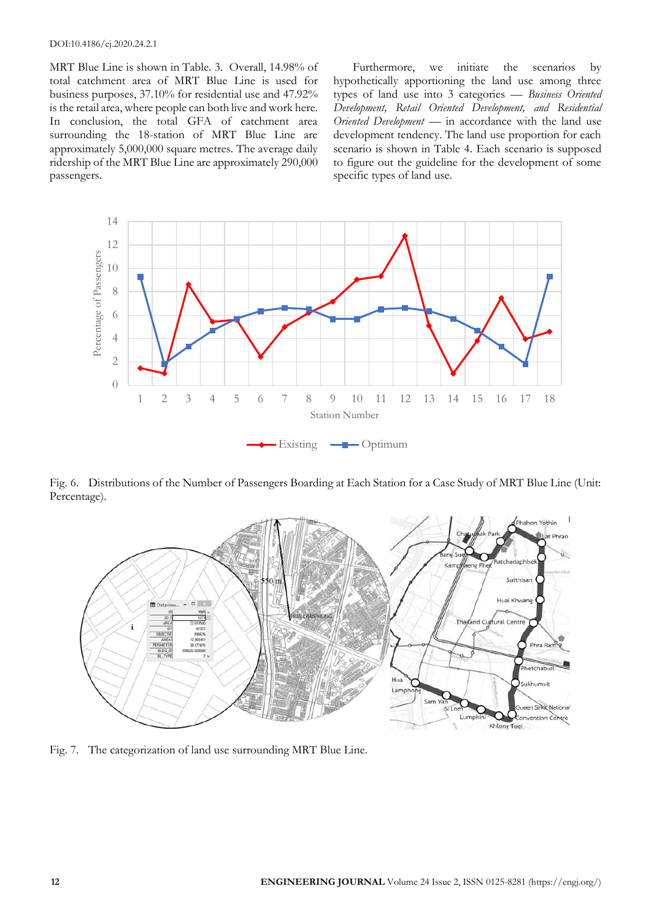MRT Blue Line is shown in Table. 3. Overall, 14.98% of total catchment area of MRT Blue Line is used for business purposes, 37.10% for residential use and 47.92% is the retail area, where people can both live and work here. In conclusion, the total GFA of catchment area surrounding the 18-station of MRT Blue Line are approximately 5,000,000 square metres. The average daily ridership of the MRT Blue Line are approximately 290,000 passengers.

Furthermore, we initiate the scenarios by hypothetically apportioning the land use among three types of land use into 3 categories — *Business Oriented Development, Retail Oriented Development, and Residential Oriented Development* — in accordance with the land use development tendency. The land use proportion for each scenario is shown in Table 4. Each scenario is supposed to figure out the guideline for the development of some specific types of land use.

Fig. 6. Distributions of the Number of Passengers Boarding at Each Station for a Case Study of MRT Blue Line (Unit: Percentage).

Fig. 7. The categorization of land use surrounding MRT Blue Line.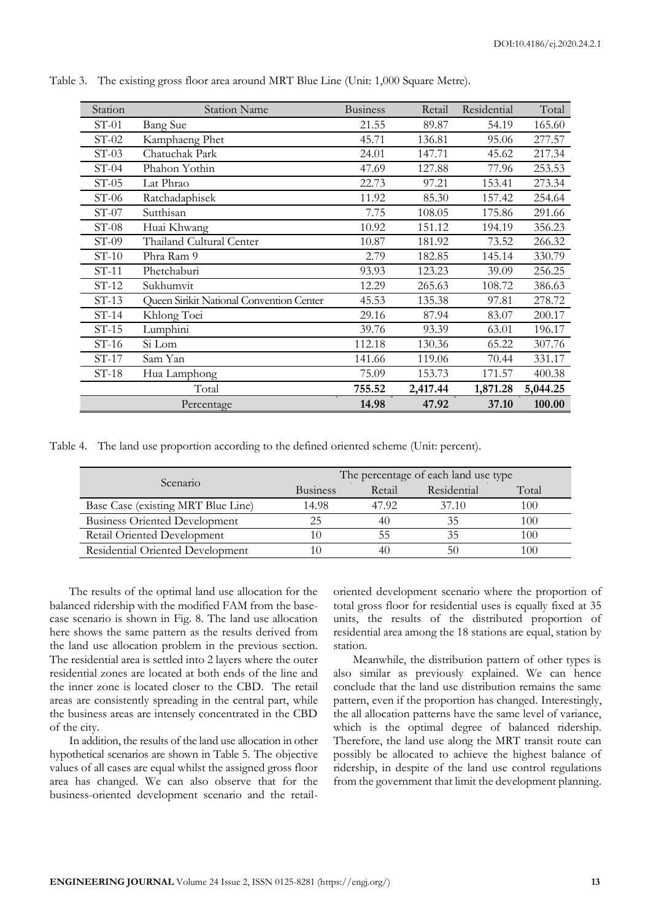Table 3. The existing gross floor area around MRT Blue Line (Unit: 1,000 Square Metre).

| Station | Station Name | Business | Retail | Residential | Total |
|---|---|---|---|---|---|
| ST-01 | Bang Sue | 21.55 | 89.87 | 54.19 | 165.60 |
| ST-02 | Kamphaeng Phet | 45.71 | 136.81 | 95.06 | 277.57 |
| ST-03 | Chatuchak Park | 24.01 | 147.71 | 45.62 | 217.34 |
| ST-04 | Phahon Yothin | 47.69 | 127.88 | 77.96 | 253.53 |
| ST-05 | Lat Phrao | 22.73 | 97.21 | 153.41 | 273.34 |
| ST-06 | Ratchadaphisek | 11.92 | 85.30 | 157.42 | 254.64 |
| ST-07 | Sutthisan | 7.75 | 108.05 | 175.86 | 291.66 |
| ST-08 | Huai Khwang | 10.92 | 151.12 | 194.19 | 356.23 |
| ST-09 | Thailand Cultural Center | 10.87 | 181.92 | 73.52 | 266.32 |
| ST-10 | Phra Ram 9 | 2.79 | 182.85 | 145.14 | 330.79 |
| ST-11 | Phetchaburi | 93.93 | 123.23 | 39.09 | 256.25 |
| ST-12 | Sukhumvit | 12.29 | 265.63 | 108.72 | 386.63 |
| ST-13 | Queen Sirikit National Convention Center | 45.53 | 135.38 | 97.81 | 278.72 |
| ST-14 | Khlong Toei | 29.16 | 87.94 | 83.07 | 200.17 |
| ST-15 | Lumphini | 39.76 | 93.39 | 63.01 | 196.17 |
| ST-16 | Si Lom | 112.18 | 130.36 | 65.22 | 307.76 |
| ST-17 | Sam Yan | 141.66 | 119.06 | 70.44 | 331.17 |
| ST-18 | Hua Lamphong | 75.09 | 153.73 | 171.57 | 400.38 |
| Total | | **755.52** | **2,417.44** | **1,871.28** | **5,044.25** |
| Percentage | | **14.98** | **47.92** | **37.10** | **100.00** |

Table 4. The land use proportion according to the defined oriented scheme (Unit: percent).

| Scenario | The percentage of each land use type | | | |
|---|---|---|---|---|
| | Business | Retail | Residential | Total |
| Base Case (existing MRT Blue Line) | 14.98 | 47.92 | 37.10 | 100 |
| Business Oriented Development | 25 | 40 | 35 | 100 |
| Retail Oriented Development | 10 | 55 | 35 | 100 |
| Residential Oriented Development | 10 | 40 | 50 | 100 |

The results of the optimal land use allocation for the balanced ridership with the modified FAM from the base-case scenario is shown in Fig. 8. The land use allocation here shows the same pattern as the results derived from the land use allocation problem in the previous section. The residential area is settled into 2 layers where the outer residential zones are located at both ends of the line and the inner zone is located closer to the CBD. The retail areas are consistently spreading in the central part, while the business areas are intensely concentrated in the CBD of the city.

In addition, the results of the land use allocation in other hypothetical scenarios are shown in Table 5. The objective values of all cases are equal whilst the assigned gross floor area has changed. We can also observe that for the business-oriented development scenario and the retail-oriented development scenario where the proportion of total gross floor for residential uses is equally fixed at 35 units, the results of the distributed proportion of residential area among the 18 stations are equal, station by station.

Meanwhile, the distribution pattern of other types is also similar as previously explained. We can hence conclude that the land use distribution remains the same pattern, even if the proportion has changed. Interestingly, the all allocation patterns have the same level of variance, which is the optimal degree of balanced ridership. Therefore, the land use along the MRT transit route can possibly be allocated to achieve the highest balance of ridership, in despite of the land use control regulations from the government that limit the development planning.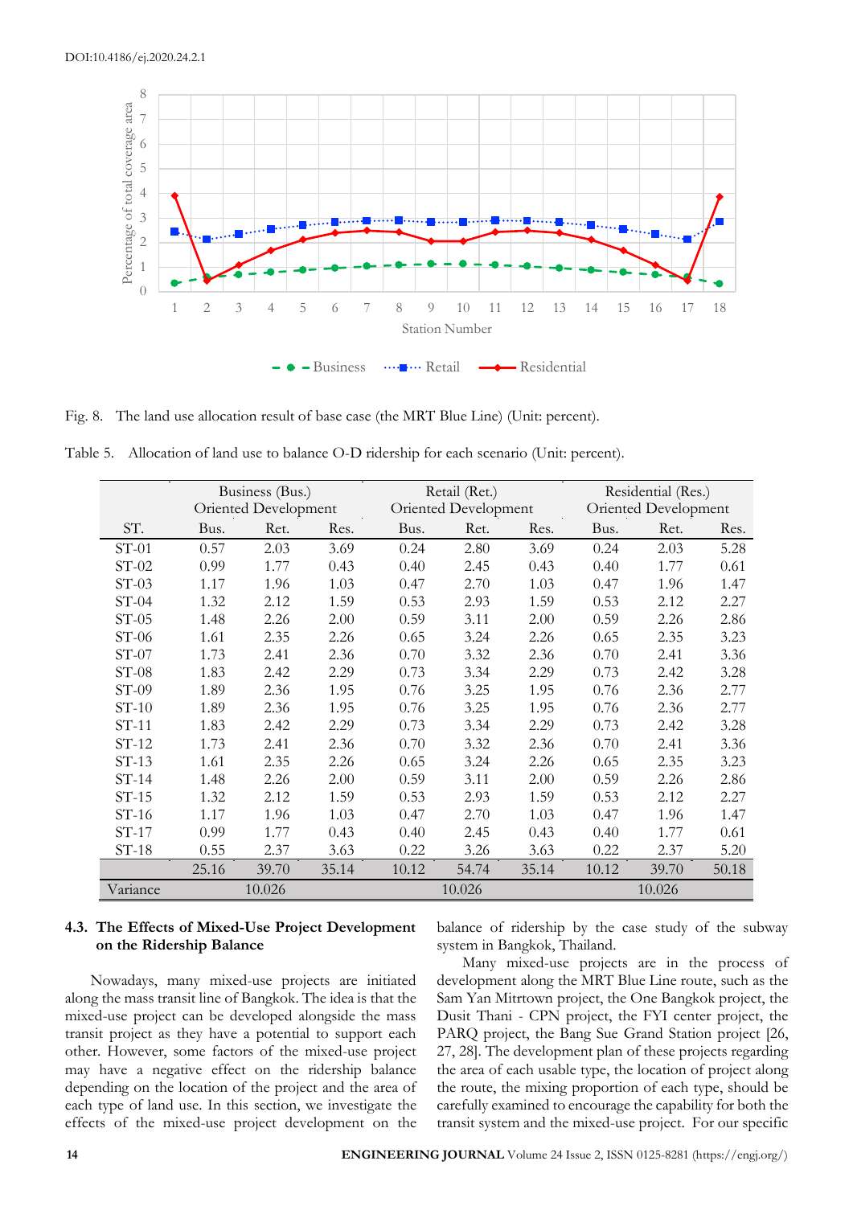Fig. 8. The land use allocation result of base case (the MRT Blue Line) (Unit: percent).

Table 5. Allocation of land use to balance O-D ridership for each scenario (Unit: percent).

| | Business (Bus.) Oriented Development | | | Retail (Ret.) Oriented Development | | | Residential (Res.) Oriented Development | | |
|---|---|---|---|---|---|---|---|---|---|
| ST. | Bus. | Ret. | Res. | Bus. | Ret. | Res. | Bus. | Ret. | Res. |
| ST-01 | 0.57 | 2.03 | 3.69 | 0.24 | 2.80 | 3.69 | 0.24 | 2.03 | 5.28 |
| ST-02 | 0.99 | 1.77 | 0.43 | 0.40 | 2.45 | 0.43 | 0.40 | 1.77 | 0.61 |
| ST-03 | 1.17 | 1.96 | 1.03 | 0.47 | 2.70 | 1.03 | 0.47 | 1.96 | 1.47 |
| ST-04 | 1.32 | 2.12 | 1.59 | 0.53 | 2.93 | 1.59 | 0.53 | 2.12 | 2.27 |
| ST-05 | 1.48 | 2.26 | 2.00 | 0.59 | 3.11 | 2.00 | 0.59 | 2.26 | 2.86 |
| ST-06 | 1.61 | 2.35 | 2.26 | 0.65 | 3.24 | 2.26 | 0.65 | 2.35 | 3.23 |
| ST-07 | 1.73 | 2.41 | 2.36 | 0.70 | 3.32 | 2.36 | 0.70 | 2.41 | 3.36 |
| ST-08 | 1.83 | 2.42 | 2.29 | 0.73 | 3.34 | 2.29 | 0.73 | 2.42 | 3.28 |
| ST-09 | 1.89 | 2.36 | 1.95 | 0.76 | 3.25 | 1.95 | 0.76 | 2.36 | 2.77 |
| ST-10 | 1.89 | 2.36 | 1.95 | 0.76 | 3.25 | 1.95 | 0.76 | 2.36 | 2.77 |
| ST-11 | 1.83 | 2.42 | 2.29 | 0.73 | 3.34 | 2.29 | 0.73 | 2.42 | 3.28 |
| ST-12 | 1.73 | 2.41 | 2.36 | 0.70 | 3.32 | 2.36 | 0.70 | 2.41 | 3.36 |
| ST-13 | 1.61 | 2.35 | 2.26 | 0.65 | 3.24 | 2.26 | 0.65 | 2.35 | 3.23 |
| ST-14 | 1.48 | 2.26 | 2.00 | 0.59 | 3.11 | 2.00 | 0.59 | 2.26 | 2.86 |
| ST-15 | 1.32 | 2.12 | 1.59 | 0.53 | 2.93 | 1.59 | 0.53 | 2.12 | 2.27 |
| ST-16 | 1.17 | 1.96 | 1.03 | 0.47 | 2.70 | 1.03 | 0.47 | 1.96 | 1.47 |
| ST-17 | 0.99 | 1.77 | 0.43 | 0.40 | 2.45 | 0.43 | 0.40 | 1.77 | 0.61 |
| ST-18 | 0.55 | 2.37 | 3.63 | 0.22 | 3.26 | 3.63 | 0.22 | 2.37 | 5.20 |
| | 25.16 | 39.70 | 35.14 | 10.12 | 54.74 | 35.14 | 10.12 | 39.70 | 50.18 |
| Variance | | 10.026 | | | 10.026 | | | 10.026 | |

### 4.3. The Effects of Mixed-Use Project Development on the Ridership Balance

Nowadays, many mixed-use projects are initiated along the mass transit line of Bangkok. The idea is that the mixed-use project can be developed alongside the mass transit project as they have a potential to support each other. However, some factors of the mixed-use project may have a negative effect on the ridership balance depending on the location of the project and the area of each type of land use. In this section, we investigate the effects of the mixed-use project development on the balance of ridership by the case study of the subway system in Bangkok, Thailand.

Many mixed-use projects are in the process of development along the MRT Blue Line route, such as the Sam Yan Mitrtown project, the One Bangkok project, the Dusit Thani - CPN project, the FYI center project, the PARQ project, the Bang Sue Grand Station project [26, 27, 28]. The development plan of these projects regarding the area of each usable type, the location of project along the route, the mixing proportion of each type, should be carefully examined to encourage the capability for both the transit system and the mixed-use project. For our specific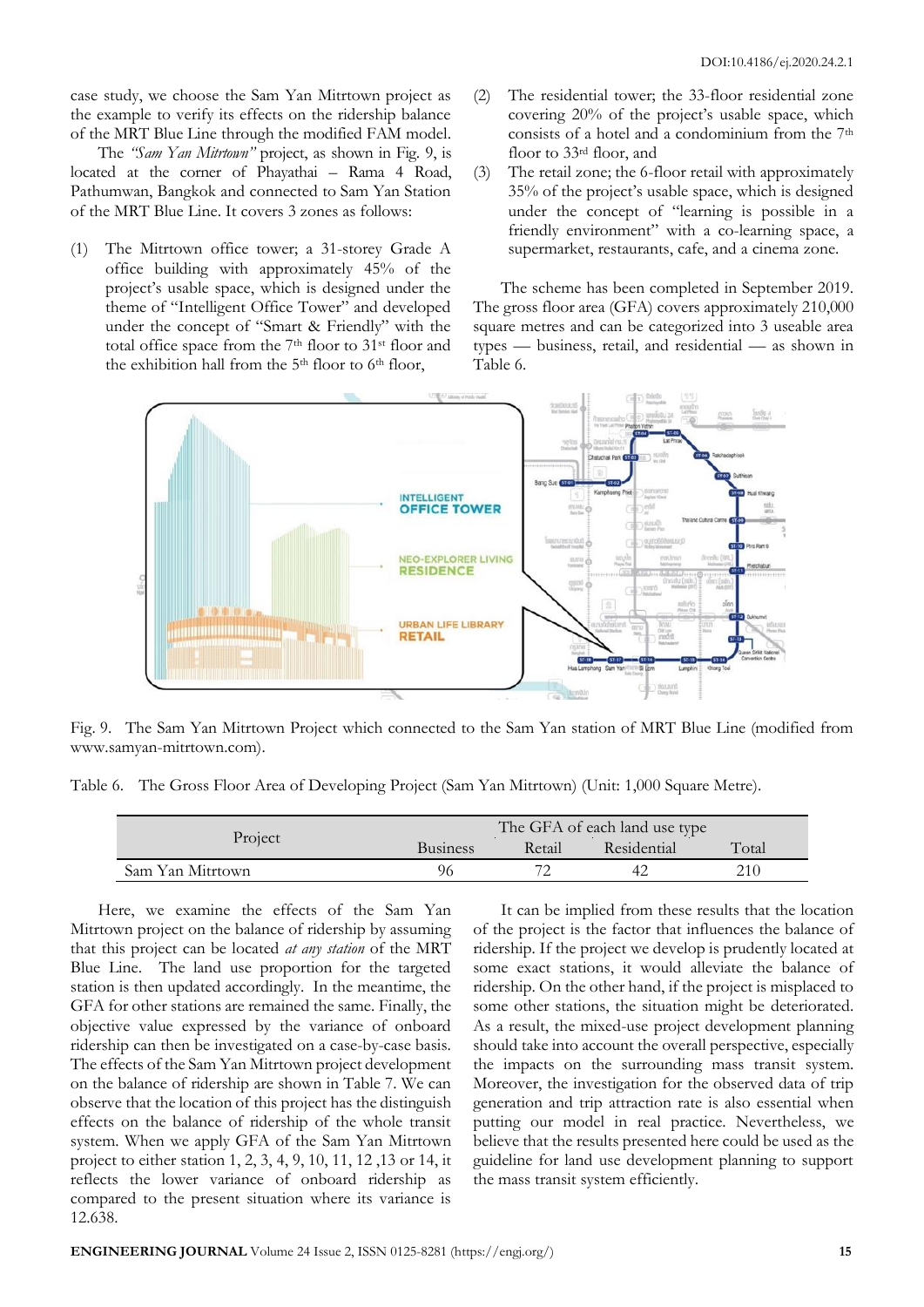case study, we choose the Sam Yan Mitrtown project as the example to verify its effects on the ridership balance of the MRT Blue Line through the modified FAM model.

The *"Sam Yan Mitrtown"* project, as shown in Fig. 9, is located at the corner of Phayathai – Rama 4 Road, Pathumwan, Bangkok and connected to Sam Yan Station of the MRT Blue Line. It covers 3 zones as follows:

(1) The Mitrtown office tower; a 31-storey Grade A office building with approximately 45% of the project's usable space, which is designed under the theme of "Intelligent Office Tower" and developed under the concept of "Smart & Friendly" with the total office space from the 7th floor to 31st floor and the exhibition hall from the 5th floor to 6th floor,

(2) The residential tower; the 33-floor residential zone covering 20% of the project's usable space, which consists of a hotel and a condominium from the 7th floor to 33rd floor, and

(3) The retail zone; the 6-floor retail with approximately 35% of the project's usable space, which is designed under the concept of "learning is possible in a friendly environment" with a co-learning space, a supermarket, restaurants, cafe, and a cinema zone.

The scheme has been completed in September 2019. The gross floor area (GFA) covers approximately 210,000 square metres and can be categorized into 3 useable area types — business, retail, and residential — as shown in Table 6.

Fig. 9. The Sam Yan Mitrtown Project which connected to the Sam Yan station of MRT Blue Line (modified from www.samyan-mitrtown.com).

Table 6. The Gross Floor Area of Developing Project (Sam Yan Mitrtown) (Unit: 1,000 Square Metre).

| Project | The GFA of each land use type | | | |
|---|---|---|---|---|
| | Business | Retail | Residential | Total |
| Sam Yan Mitrtown | 96 | 72 | 42 | 210 |

Here, we examine the effects of the Sam Yan Mitrtown project on the balance of ridership by assuming that this project can be located *at any station* of the MRT Blue Line. The land use proportion for the targeted station is then updated accordingly. In the meantime, the GFA for other stations are remained the same. Finally, the objective value expressed by the variance of onboard ridership can then be investigated on a case-by-case basis. The effects of the Sam Yan Mitrtown project development on the balance of ridership are shown in Table 7. We can observe that the location of this project has the distinguish effects on the balance of ridership of the whole transit system. When we apply GFA of the Sam Yan Mitrtown project to either station 1, 2, 3, 4, 9, 10, 11, 12 ,13 or 14, it reflects the lower variance of onboard ridership as compared to the present situation where its variance is 12.638.

It can be implied from these results that the location of the project is the factor that influences the balance of ridership. If the project we develop is prudently located at some exact stations, it would alleviate the balance of ridership. On the other hand, if the project is misplaced to some other stations, the situation might be deteriorated. As a result, the mixed-use project development planning should take into account the overall perspective, especially the impacts on the surrounding mass transit system. Moreover, the investigation for the observed data of trip generation and trip attraction rate is also essential when putting our model in real practice. Nevertheless, we believe that the results presented here could be used as the guideline for land use development planning to support the mass transit system efficiently.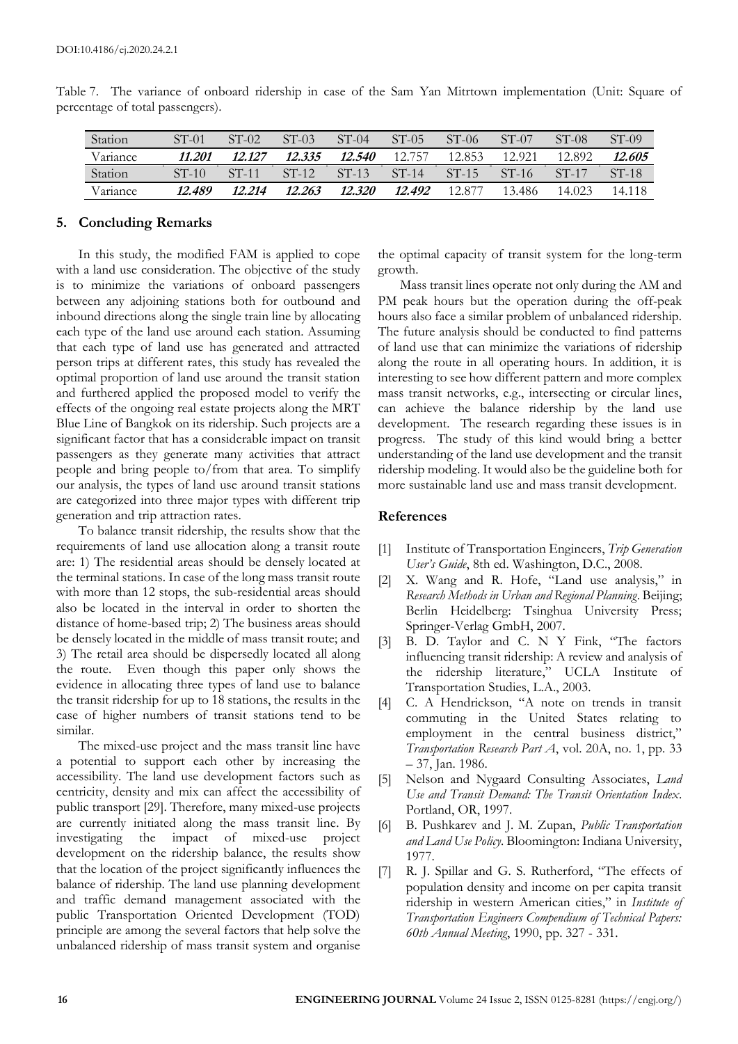Table 7. The variance of onboard ridership in case of the Sam Yan Mitrtown implementation (Unit: Square of percentage of total passengers).

| Station | ST-01 | ST-02 | ST-03 | ST-04 | ST-05 | ST-06 | ST-07 | ST-08 | ST-09 |
|---|---|---|---|---|---|---|---|---|---|
| Variance | ***11.201*** | ***12.127*** | ***12.335*** | ***12.540*** | 12.757 | 12.853 | 12.921 | 12.892 | ***12.605*** |
| Station | ST-10 | ST-11 | ST-12 | ST-13 | ST-14 | ST-15 | ST-16 | ST-17 | ST-18 |
| Variance | ***12.489*** | ***12.214*** | ***12.263*** | ***12.320*** | ***12.492*** | 12.877 | 13.486 | 14.023 | 14.118 |

## 5. Concluding Remarks

In this study, the modified FAM is applied to cope with a land use consideration. The objective of the study is to minimize the variations of onboard passengers between any adjoining stations both for outbound and inbound directions along the single train line by allocating each type of the land use around each station. Assuming that each type of land use has generated and attracted person trips at different rates, this study has revealed the optimal proportion of land use around the transit station and furthered applied the proposed model to verify the effects of the ongoing real estate projects along the MRT Blue Line of Bangkok on its ridership. Such projects are a significant factor that has a considerable impact on transit passengers as they generate many activities that attract people and bring people to/from that area. To simplify our analysis, the types of land use around transit stations are categorized into three major types with different trip generation and trip attraction rates.

To balance transit ridership, the results show that the requirements of land use allocation along a transit route are: 1) The residential areas should be densely located at the terminal stations. In case of the long mass transit route with more than 12 stops, the sub-residential areas should also be located in the interval in order to shorten the distance of home-based trip; 2) The business areas should be densely located in the middle of mass transit route; and 3) The retail area should be dispersedly located all along the route. Even though this paper only shows the evidence in allocating three types of land use to balance the transit ridership for up to 18 stations, the results in the case of higher numbers of transit stations tend to be similar.

The mixed-use project and the mass transit line have a potential to support each other by increasing the accessibility. The land use development factors such as centricity, density and mix can affect the accessibility of public transport [29]. Therefore, many mixed-use projects are currently initiated along the mass transit line. By investigating the impact of mixed-use project development on the ridership balance, the results show that the location of the project significantly influences the balance of ridership. The land use planning development and traffic demand management associated with the public Transportation Oriented Development (TOD) principle are among the several factors that help solve the unbalanced ridership of mass transit system and organise the optimal capacity of transit system for the long-term growth.

Mass transit lines operate not only during the AM and PM peak hours but the operation during the off-peak hours also face a similar problem of unbalanced ridership. The future analysis should be conducted to find patterns of land use that can minimize the variations of ridership along the route in all operating hours. In addition, it is interesting to see how different pattern and more complex mass transit networks, e.g., intersecting or circular lines, can achieve the balance ridership by the land use development. The research regarding these issues is in progress. The study of this kind would bring a better understanding of the land use development and the transit ridership modeling. It would also be the guideline both for more sustainable land use and mass transit development.

## References

[1] Institute of Transportation Engineers, *Trip Generation User's Guide*, 8th ed. Washington, D.C., 2008.

[2] X. Wang and R. Hofe, "Land use analysis," in *Research Methods in Urban and Regional Planning*. Beijing; Berlin Heidelberg: Tsinghua University Press; Springer-Verlag GmbH, 2007.

[3] B. D. Taylor and C. N Y Fink, "The factors influencing transit ridership: A review and analysis of the ridership literature," UCLA Institute of Transportation Studies, L.A., 2003.

[4] C. A Hendrickson, "A note on trends in transit commuting in the United States relating to employment in the central business district," *Transportation Research Part A*, vol. 20A, no. 1, pp. 33 – 37, Jan. 1986.

[5] Nelson and Nygaard Consulting Associates, *Land Use and Transit Demand: The Transit Orientation Index*. Portland, OR, 1997.

[6] B. Pushkarev and J. M. Zupan, *Public Transportation and Land Use Policy*. Bloomington: Indiana University, 1977.

[7] R. J. Spillar and G. S. Rutherford, "The effects of population density and income on per capita transit ridership in western American cities," in *Institute of Transportation Engineers Compendium of Technical Papers: 60th Annual Meeting*, 1990, pp. 327 - 331.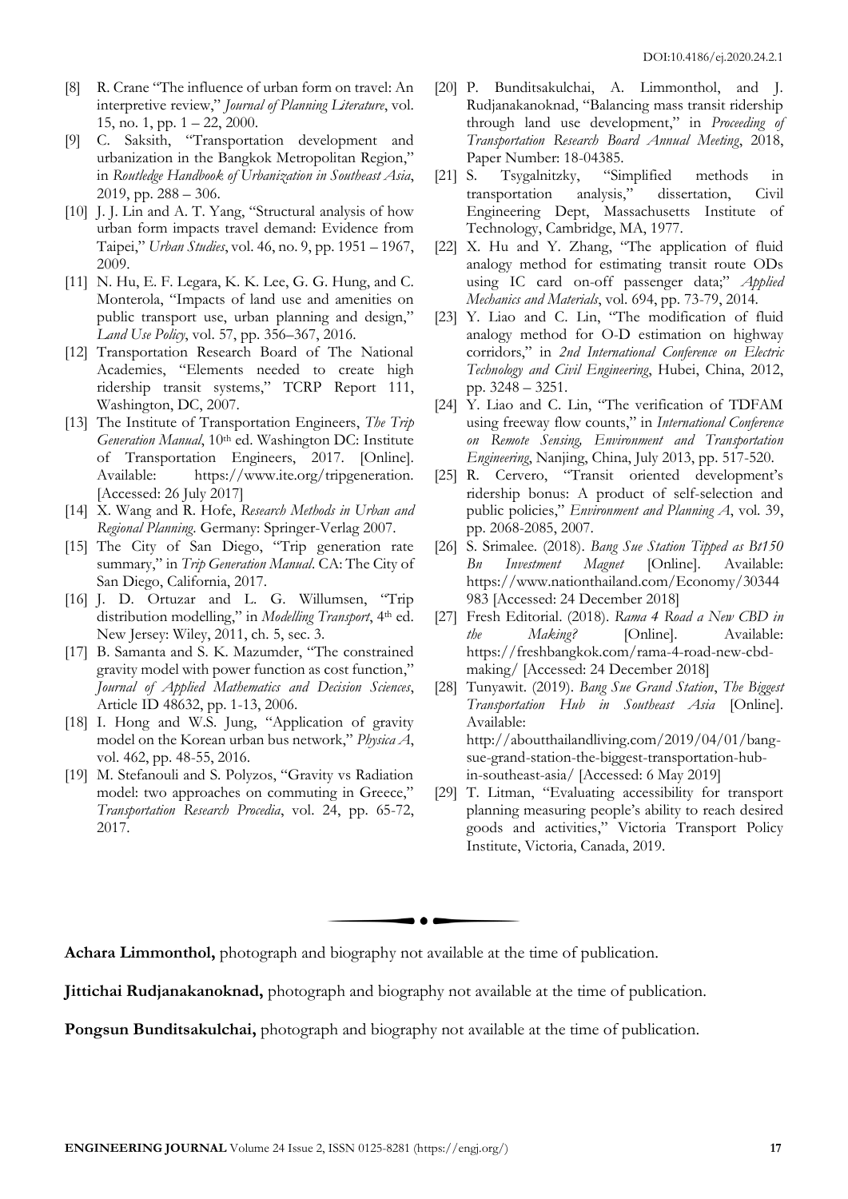[8] R. Crane "The influence of urban form on travel: An interpretive review," *Journal of Planning Literature*, vol. 15, no. 1, pp. 1 – 22, 2000.

[9] C. Saksith, "Transportation development and urbanization in the Bangkok Metropolitan Region," in *Routledge Handbook of Urbanization in Southeast Asia*, 2019, pp. 288 – 306.

[10] J. J. Lin and A. T. Yang, "Structural analysis of how urban form impacts travel demand: Evidence from Taipei," *Urban Studies*, vol. 46, no. 9, pp. 1951 – 1967, 2009.

[11] N. Hu, E. F. Legara, K. K. Lee, G. G. Hung, and C. Monterola, "Impacts of land use and amenities on public transport use, urban planning and design," *Land Use Policy*, vol. 57, pp. 356–367, 2016.

[12] Transportation Research Board of The National Academies, "Elements needed to create high ridership transit systems," TCRP Report 111, Washington, DC, 2007.

[13] The Institute of Transportation Engineers, *The Trip Generation Manual*, 10th ed. Washington DC: Institute of Transportation Engineers, 2017. [Online]. Available: https://www.ite.org/tripgeneration. [Accessed: 26 July 2017]

[14] X. Wang and R. Hofe, *Research Methods in Urban and Regional Planning*. Germany: Springer-Verlag 2007.

[15] The City of San Diego, "Trip generation rate summary," in *Trip Generation Manual*. CA: The City of San Diego, California, 2017.

[16] J. D. Ortuzar and L. G. Willumsen, "Trip distribution modelling," in *Modelling Transport*, 4th ed. New Jersey: Wiley, 2011, ch. 5, sec. 3.

[17] B. Samanta and S. K. Mazumder, "The constrained gravity model with power function as cost function," *Journal of Applied Mathematics and Decision Sciences*, Article ID 48632, pp. 1-13, 2006.

[18] I. Hong and W.S. Jung, "Application of gravity model on the Korean urban bus network," *Physica A*, vol. 462, pp. 48-55, 2016.

[19] M. Stefanouli and S. Polyzos, "Gravity vs Radiation model: two approaches on commuting in Greece," *Transportation Research Procedia*, vol. 24, pp. 65-72, 2017.

[20] P. Bunditsakulchai, A. Limmonthol, and J. Rudjanakanoknad, "Balancing mass transit ridership through land use development," in *Proceeding of Transportation Research Board Annual Meeting*, 2018, Paper Number: 18-04385.

[21] S. Tsygalnitzky, "Simplified methods in transportation analysis," dissertation, Civil Engineering Dept, Massachusetts Institute of Technology, Cambridge, MA, 1977.

[22] X. Hu and Y. Zhang, "The application of fluid analogy method for estimating transit route ODs using IC card on-off passenger data;" *Applied Mechanics and Materials*, vol. 694, pp. 73-79, 2014.

[23] Y. Liao and C. Lin, "The modification of fluid analogy method for O-D estimation on highway corridors," in *2nd International Conference on Electric Technology and Civil Engineering*, Hubei, China, 2012, pp. 3248 – 3251.

[24] Y. Liao and C. Lin, "The verification of TDFAM using freeway flow counts," in *International Conference on Remote Sensing, Environment and Transportation Engineering*, Nanjing, China, July 2013, pp. 517-520.

[25] R. Cervero, "Transit oriented development's ridership bonus: A product of self-selection and public policies," *Environment and Planning A*, vol. 39, pp. 2068-2085, 2007.

[26] S. Srimalee. (2018). *Bang Sue Station Tipped as Bt150 Bn Investment Magnet* [Online]. Available: https://www.nationthailand.com/Economy/30344983 [Accessed: 24 December 2018]

[27] Fresh Editorial. (2018). *Rama 4 Road a New CBD in the Making?* [Online]. Available: https://freshbangkok.com/rama-4-road-new-cbd-making/ [Accessed: 24 December 2018]

[28] Tunyawit. (2019). *Bang Sue Grand Station*, *The Biggest Transportation Hub in Southeast Asia* [Online]. Available: http://aboutthailandliving.com/2019/04/01/bang-sue-grand-station-the-biggest-transportation-hub-in-southeast-asia/ [Accessed: 6 May 2019]

[29] T. Litman, "Evaluating accessibility for transport planning measuring people's ability to reach desired goods and activities," Victoria Transport Policy Institute, Victoria, Canada, 2019.

**Achara Limmonthol,** photograph and biography not available at the time of publication.

**Jittichai Rudjanakanoknad,** photograph and biography not available at the time of publication.

**Pongsun Bunditsakulchai,** photograph and biography not available at the time of publication.